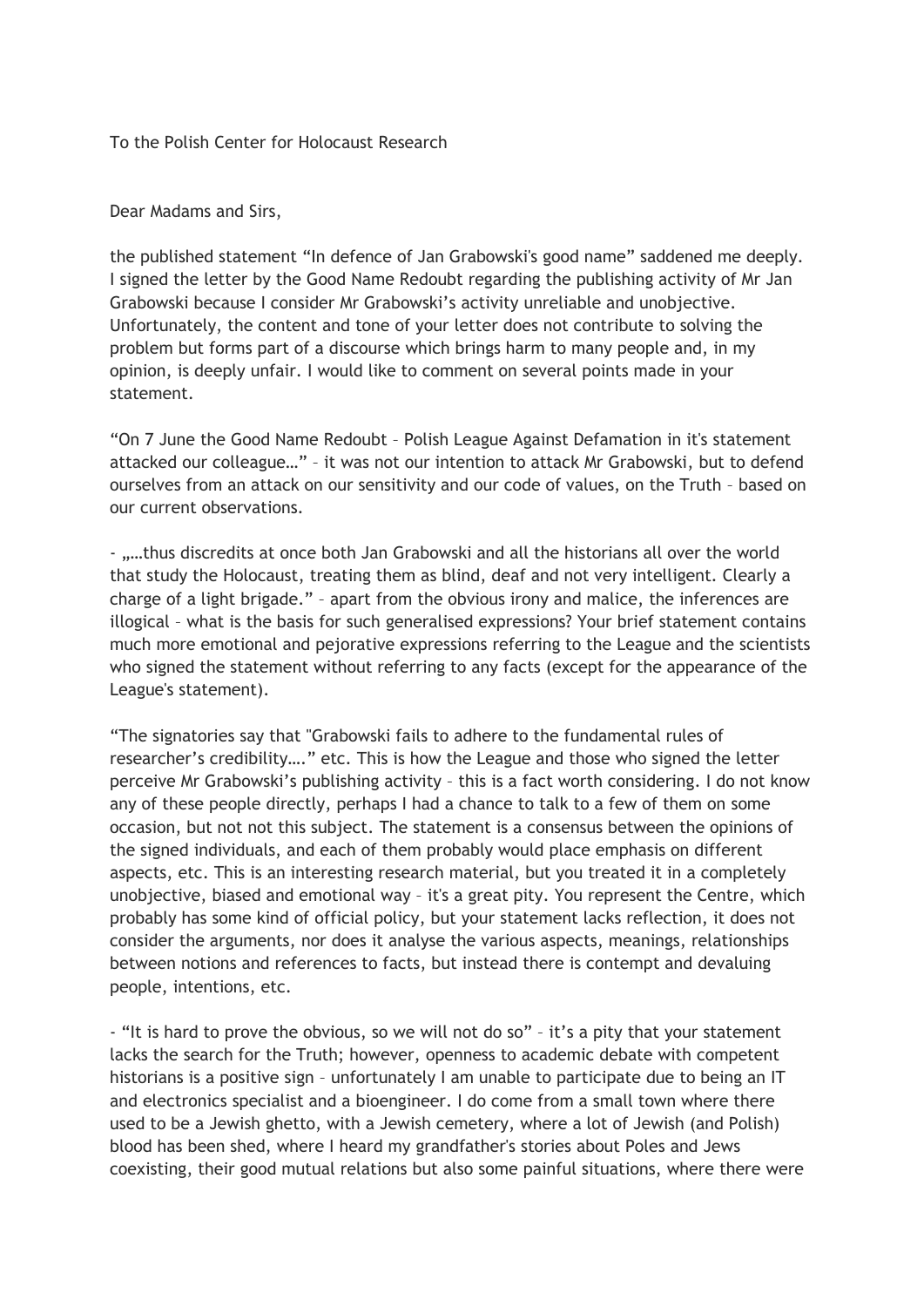To the Polish Center for Holocaust Research

Dear Madams and Sirs,

the published statement "In defence of Jan Grabowski's good name" saddened me deeply. I signed the letter by the Good Name Redoubt regarding the publishing activity of Mr Jan Grabowski because I consider Mr Grabowski's activity unreliable and unobjective. Unfortunately, the content and tone of your letter does not contribute to solving the problem but forms part of a discourse which brings harm to many people and, in my opinion, is deeply unfair. I would like to comment on several points made in your statement.

"On 7 June the Good Name Redoubt – Polish League Against Defamation in it's statement attacked our colleague…" – it was not our intention to attack Mr Grabowski, but to defend ourselves from an attack on our sensitivity and our code of values, on the Truth – based on our current observations.

- „…thus discredits at once both Jan Grabowski and all the historians all over the world that study the Holocaust, treating them as blind, deaf and not very intelligent. Clearly a charge of a light brigade." – apart from the obvious irony and malice, the inferences are illogical – what is the basis for such generalised expressions? Your brief statement contains much more emotional and pejorative expressions referring to the League and the scientists who signed the statement without referring to any facts (except for the appearance of the League's statement).

"The signatories say that "Grabowski fails to adhere to the fundamental rules of researcher's credibility…." etc. This is how the League and those who signed the letter perceive Mr Grabowski's publishing activity – this is a fact worth considering. I do not know any of these people directly, perhaps I had a chance to talk to a few of them on some occasion, but not not this subject. The statement is a consensus between the opinions of the signed individuals, and each of them probably would place emphasis on different aspects, etc. This is an interesting research material, but you treated it in a completely unobjective, biased and emotional way – it's a great pity. You represent the Centre, which probably has some kind of official policy, but your statement lacks reflection, it does not consider the arguments, nor does it analyse the various aspects, meanings, relationships between notions and references to facts, but instead there is contempt and devaluing people, intentions, etc.

- "It is hard to prove the obvious, so we will not do so" – it's a pity that your statement lacks the search for the Truth; however, openness to academic debate with competent historians is a positive sign – unfortunately I am unable to participate due to being an IT and electronics specialist and a bioengineer. I do come from a small town where there used to be a Jewish ghetto, with a Jewish cemetery, where a lot of Jewish (and Polish) blood has been shed, where I heard my grandfather's stories about Poles and Jews coexisting, their good mutual relations but also some painful situations, where there were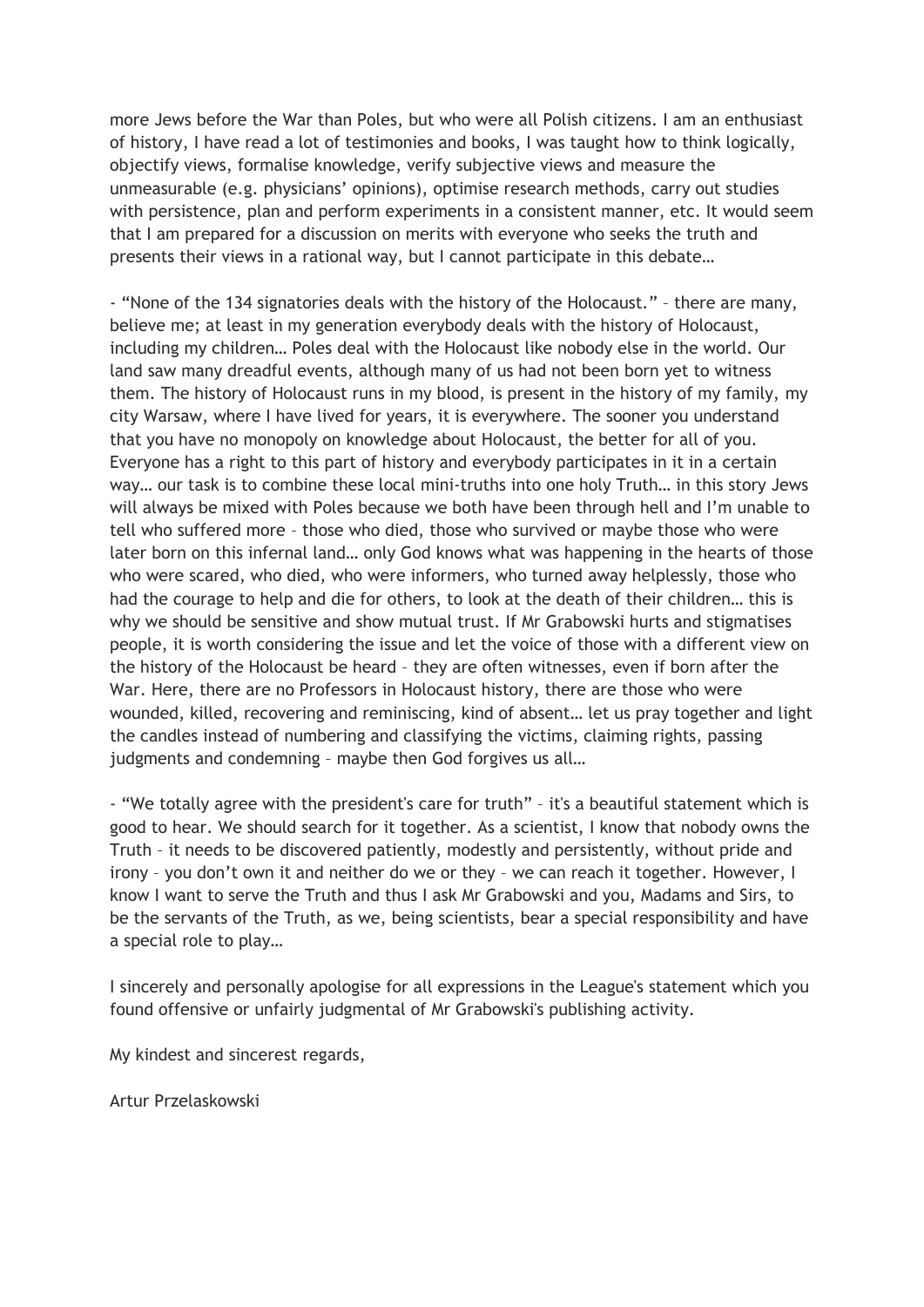more Jews before the War than Poles, but who were all Polish citizens. I am an enthusiast of history, I have read a lot of testimonies and books, I was taught how to think logically, objectify views, formalise knowledge, verify subjective views and measure the unmeasurable (e.g. physicians' opinions), optimise research methods, carry out studies with persistence, plan and perform experiments in a consistent manner, etc. It would seem that I am prepared for a discussion on merits with everyone who seeks the truth and presents their views in a rational way, but I cannot participate in this debate…

- "None of the 134 signatories deals with the history of the Holocaust." – there are many, believe me; at least in my generation everybody deals with the history of Holocaust, including my children… Poles deal with the Holocaust like nobody else in the world. Our land saw many dreadful events, although many of us had not been born yet to witness them. The history of Holocaust runs in my blood, is present in the history of my family, my city Warsaw, where I have lived for years, it is everywhere. The sooner you understand that you have no monopoly on knowledge about Holocaust, the better for all of you. Everyone has a right to this part of history and everybody participates in it in a certain way… our task is to combine these local mini-truths into one holy Truth… in this story Jews will always be mixed with Poles because we both have been through hell and I'm unable to tell who suffered more – those who died, those who survived or maybe those who were later born on this infernal land… only God knows what was happening in the hearts of those who were scared, who died, who were informers, who turned away helplessly, those who had the courage to help and die for others, to look at the death of their children… this is why we should be sensitive and show mutual trust. If Mr Grabowski hurts and stigmatises people, it is worth considering the issue and let the voice of those with a different view on the history of the Holocaust be heard – they are often witnesses, even if born after the War. Here, there are no Professors in Holocaust history, there are those who were wounded, killed, recovering and reminiscing, kind of absent… let us pray together and light the candles instead of numbering and classifying the victims, claiming rights, passing judgments and condemning – maybe then God forgives us all…

- "We totally agree with the president's care for truth" – it's a beautiful statement which is good to hear. We should search for it together. As a scientist, I know that nobody owns the Truth – it needs to be discovered patiently, modestly and persistently, without pride and irony – you don't own it and neither do we or they – we can reach it together. However, I know I want to serve the Truth and thus I ask Mr Grabowski and you, Madams and Sirs, to be the servants of the Truth, as we, being scientists, bear a special responsibility and have a special role to play…

I sincerely and personally apologise for all expressions in the League's statement which you found offensive or unfairly judgmental of Mr Grabowski's publishing activity.

My kindest and sincerest regards,

Artur Przelaskowski